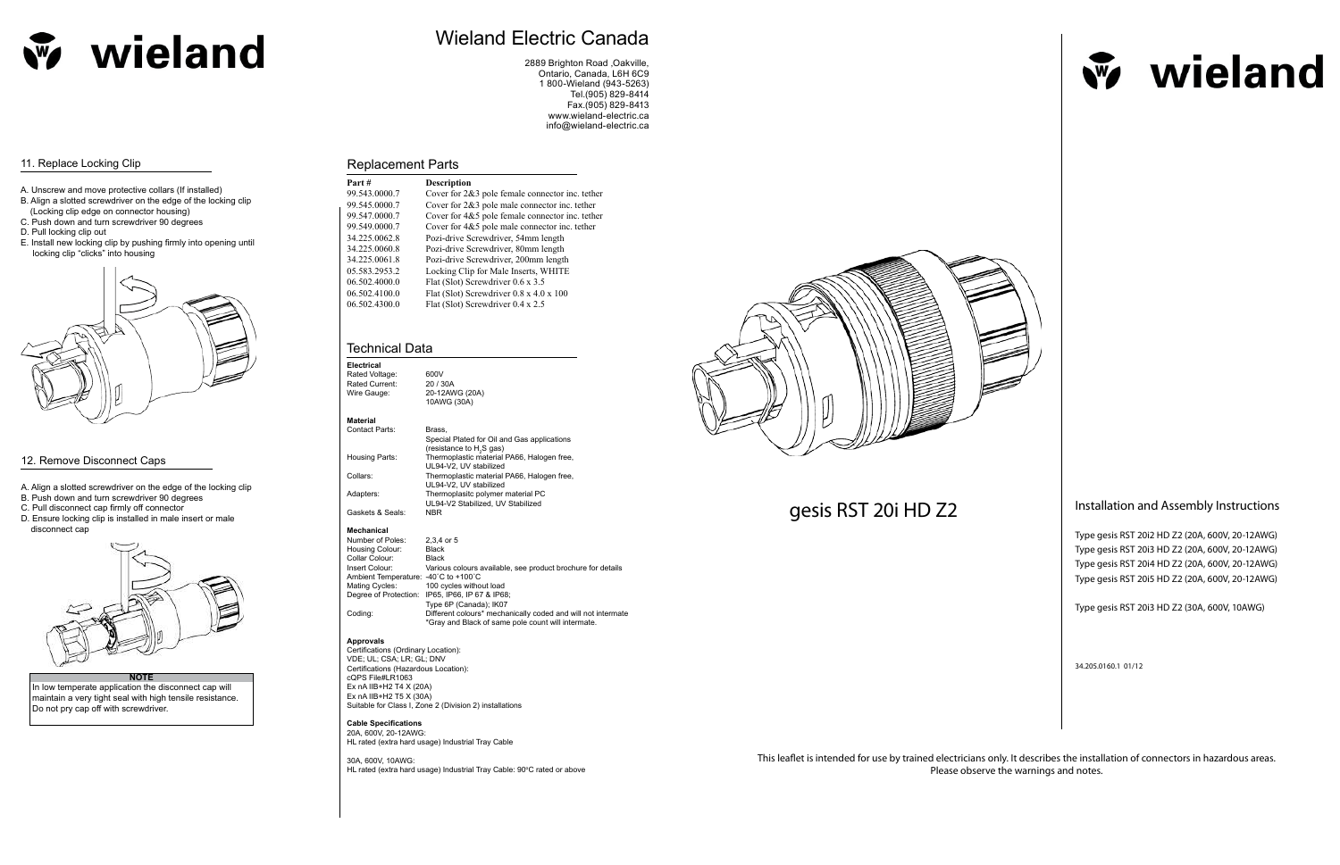# wieland

## 11. Replace Locking Clip

A. Unscrew and move protective collars (If installed)
B. Align a slotted screwdriver on the edge of the locking clip (Locking clip edge on connector housing)
C. Push down and turn screwdriver 90 degrees
D. Pull locking clip out
E. Install new locking clip by pushing firmly into opening until locking clip "clicks" into housing

## 12. Remove Disconnect Caps

A. Align a slotted screwdriver on the edge of the locking clip
B. Push down and turn screwdriver 90 degrees
C. Pull disconnect cap firmly off connector
D. Ensure locking clip is installed in male insert or male disconnect cap

**NOTE**

In low temperate application the disconnect cap will maintain a very tight seal with high tensile resistance. Do not pry cap off with screwdriver.

# Wieland Electric Canada

2889 Brighton Road ,Oakville,
Ontario, Canada, L6H 6C9
1 800-Wieland (943-5263)
Tel.(905) 829-8414
Fax.(905) 829-8413
www.wieland-electric.ca
info@wieland-electric.ca

## Replacement Parts

| Part # | Description |
|---|---|
| 99.543.0000.7 | Cover for 2&3 pole female connector inc. tether |
| 99.545.0000.7 | Cover for 2&3 pole male connector inc. tether |
| 99.547.0000.7 | Cover for 4&5 pole female connector inc. tether |
| 99.549.0000.7 | Cover for 4&5 pole male connector inc. tether |
| 34.225.0062.8 | Pozi-drive Screwdriver, 54mm length |
| 34.225.0060.8 | Pozi-drive Screwdriver, 80mm length |
| 34.225.0061.8 | Pozi-drive Screwdriver, 200mm length |
| 05.583.2953.2 | Locking Clip for Male Inserts, WHITE |
| 06.502.4000.0 | Flat (Slot) Screwdriver 0.6 x 3.5 |
| 06.502.4100.0 | Flat (Slot) Screwdriver 0.8 x 4.0 x 100 |
| 06.502.4300.0 | Flat (Slot) Screwdriver 0.4 x 2.5 |

## Technical Data

**Electrical**

| | |
|---|---|
| Rated Voltage: | 600V |
| Rated Current: | 20 / 30A |
| Wire Gauge: | 20-12AWG (20A)<br>10AWG (30A) |

**Material**

| | |
|---|---|
| Contact Parts: | Brass,<br>Special Plated for Oil and Gas applications (resistance to $H_2S$ gas) |
| Housing Parts: | Thermoplastic material PA66, Halogen free, UL94-V2, UV stabilized |
| Collars: | Thermoplastic material PA66, Halogen free, UL94-V2, UV stabilized |
| Adapters: | Thermoplasitc polymer material PC UL94-V2 Stabilized, UV Stabilized |
| Gaskets & Seals: | NBR |

**Mechanical**

| | |
|---|---|
| Number of Poles: | 2,3,4 or 5 |
| Housing Colour: | Black |
| Collar Colour: | Black |
| Insert Colour: | Various colours available, see product brochure for details |
| Ambient Temperature: | -40˚C to +100˚C |
| Mating Cycles: | 100 cycles without load |
| Degree of Protection: | IP65, IP66, IP 67 & IP68;<br>Type 6P (Canada); IK07 |
| Coding: | Different colours* mechanically coded and will not intermate<br>*Gray and Black of same pole count will intermate. |

**Approvals**

Certifications (Ordinary Location):
VDE; UL; CSA; LR; GL; DNV
Certifications (Hazardous Location):
cQPS File#LR1063
Ex nA IIB+H2 T4 X (20A)
Ex nA IIB+H2 T5 X (30A)
Suitable for Class I, Zone 2 (Division 2) installations

**Cable Specifications**

20A, 600V, 20-12AWG:
HL rated (extra hard usage) Industrial Tray Cable

30A, 600V, 10AWG:
HL rated (extra hard usage) Industrial Tray Cable: 90°C rated or above

# wieland

## gesis RST 20i HD Z2

### Installation and Assembly Instructions

Type gesis RST 20i2 HD Z2 (20A, 600V, 20-12AWG)
Type gesis RST 20i3 HD Z2 (20A, 600V, 20-12AWG)
Type gesis RST 20i4 HD Z2 (20A, 600V, 20-12AWG)
Type gesis RST 20i5 HD Z2 (20A, 600V, 20-12AWG)

Type gesis RST 20i3 HD Z2 (30A, 600V, 10AWG)

34.205.0160.1 01/12

This leaflet is intended for use by trained electricians only. It describes the installation of connectors in hazardous areas. Please observe the warnings and notes.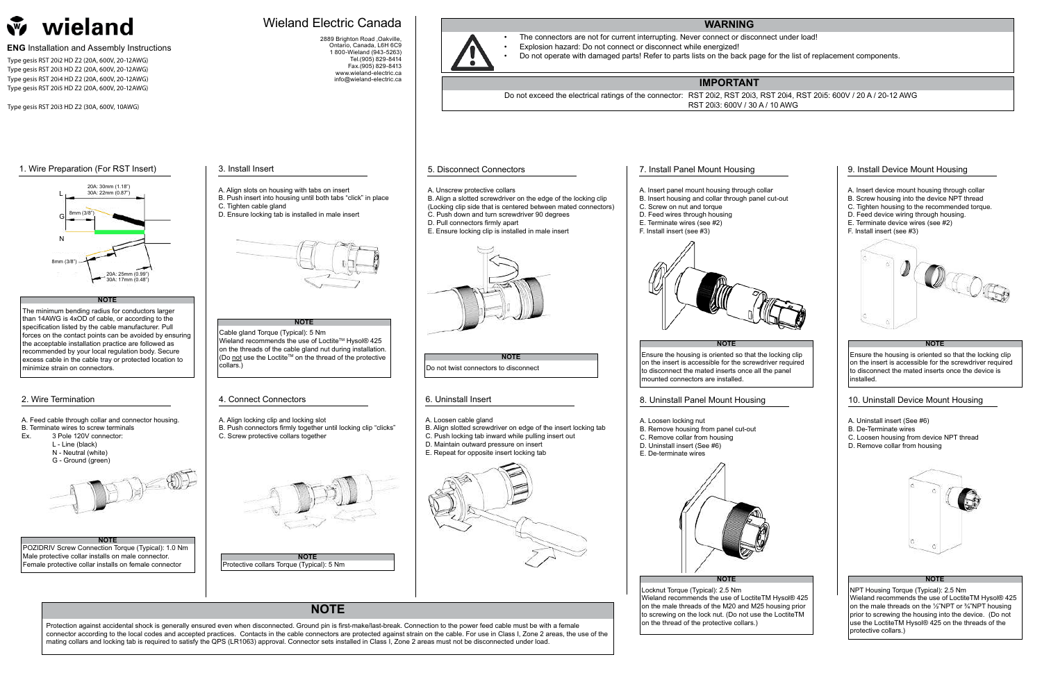# wieland

**ENG** Installation and Assembly Instructions

Type gesis RST 20i2 HD Z2 (20A, 600V, 20-12AWG)
Type gesis RST 20i3 HD Z2 (20A, 600V, 20-12AWG)
Type gesis RST 20i4 HD Z2 (20A, 600V, 20-12AWG)
Type gesis RST 20i5 HD Z2 (20A, 600V, 20-12AWG)

Type gesis RST 20i3 HD Z2 (30A, 600V, 10AWG)

## Wieland Electric Canada

2889 Brighton Road ,Oakville,
Ontario, Canada, L6H 6C9
1 800-Wieland (943-5263)
Tel.(905) 829-8414
Fax.(905) 829-8413
www.wieland-electric.ca
info@wieland-electric.ca

## WARNING

- The connectors are not for current interrupting. Never connect or disconnect under load!
- Explosion hazard: Do not connect or disconnect while energized!
- Do not operate with damaged parts! Refer to parts lists on the back page for the list of replacement components.

## IMPORTANT

Do not exceed the electrical ratings of the connector: RST 20i2, RST 20i3, RST 20i4, RST 20i5: 600V / 20 A / 20-12 AWG
RST 20i3: 600V / 30 A / 10 AWG

### 1. Wire Preparation (For RST Insert)

L
G
N
20A: 30mm (1.18")
30A: 22mm (0.87")
8mm (3/8")
8mm (3/8")
20A: 25mm (0.99")
30A: 17mm (0.48")

**NOTE**

The minimum bending radius for conductors larger than 14AWG is 4xOD of cable, or according to the specification listed by the cable manufacturer. Pull forces on the contact points can be avoided by ensuring the acceptable installation practice are followed as recommended by your local regulation body. Secure excess cable in the cable tray or protected location to minimize strain on connectors.

### 2. Wire Termination

A. Feed cable through collar and connector housing.
B. Terminate wires to screw terminals
Ex. 3 Pole 120V connector:
L - Line (black)
N - Neutral (white)
G - Ground (green)

**NOTE**

POZIDRIV Screw Connection Torque (Typical): 1.0 Nm
Male protective collar installs on male connector.
Female protective collar installs on female connector

### 3. Install Insert

A. Align slots on housing with tabs on insert
B. Push insert into housing until both tabs "click" in place
C. Tighten cable gland
D. Ensure locking tab is installed in male insert

**NOTE**

Cable gland Torque (Typical): 5 Nm
Wieland recommends the use of Loctite™ Hysol® 425 on the threads of the cable gland nut during installation. (Do not use the Loctite™ on the thread of the protective collars.)

### 4. Connect Connectors

A. Align locking clip and locking slot
B. Push connectors firmly together until locking clip "clicks"
C. Screw protective collars together

**NOTE**

Protective collars Torque (Typical): 5 Nm

### 5. Disconnect Connectors

A. Unscrew protective collars
B. Align a slotted screwdriver on the edge of the locking clip (Locking clip side that is centered between mated connectors)
C. Push down and turn screwdriver 90 degrees
D. Pull connectors firmly apart
E. Ensure locking clip is installed in male insert

**NOTE**

Do not twist connectors to disconnect

### 6. Uninstall Insert

A. Loosen cable gland
B. Align slotted screwdriver on edge of the insert locking tab
C. Push locking tab inward while pulling insert out
D. Maintain outward pressure on insert
E. Repeat for opposite insert locking tab

### 7. Install Panel Mount Housing

A. Insert panel mount housing through collar
B. Insert housing and collar through panel cut-out
C. Screw on nut and torque
D. Feed wires through housing
E. Terminate wires (see #2)
F. Install insert (see #3)

**NOTE**

Ensure the housing is oriented so that the locking clip on the insert is accessible for the screwdriver required to disconnect the mated inserts once all the panel mounted connectors are installed.

### 8. Uninstall Panel Mount Housing

A. Loosen locking nut
B. Remove housing from panel cut-out
C. Remove collar from housing
D. Uninstall insert (See #6)
E. De-terminate wires

**NOTE**

Locknut Torque (Typical): 2.5 Nm
Wieland recommends the use of LoctiteTM Hysol® 425 on the male threads of the M20 and M25 housing prior to screwing on the lock nut. (Do not use the LoctiteTM on the thread of the protective collars.)

### 9. Install Device Mount Housing

A. Insert device mount housing through collar
B. Screw housing into the device NPT thread
C. Tighten housing to the recommended torque.
D. Feed device wiring through housing.
E. Terminate device wires (see #2)
F. Install insert (see #3)

**NOTE**

Ensure the housing is oriented so that the locking clip on the insert is accessible for the screwdriver required to disconnect the mated inserts once the device is installed.

### 10. Uninstall Device Mount Housing

A. Uninstall insert (See #6)
B. De-Terminate wires
C. Loosen housing from device NPT thread
D. Remove collar from housing

**NOTE**

NPT Housing Torque (Typical): 2.5 Nm
Wieland recommends the use of LoctiteTM Hysol® 425 on the male threads on the ½"NPT or ¾"NPT housing prior to screwing the housing into the device. (Do not use the LoctiteTM Hysol® 425 on the threads of the protective collars.)

## NOTE

Protection against accidental shock is generally ensured even when disconnected. Ground pin is first-make/last-break. Connection to the power feed cable must be with a female connector according to the local codes and accepted practices. Contacts in the cable connectors are protected against strain on the cable. For use in Class I, Zone 2 areas, the use of the mating collars and locking tab is required to satisfy the QPS (LR1063) approval. Connector sets installed in Class I, Zone 2 areas must not be disconnected under load.